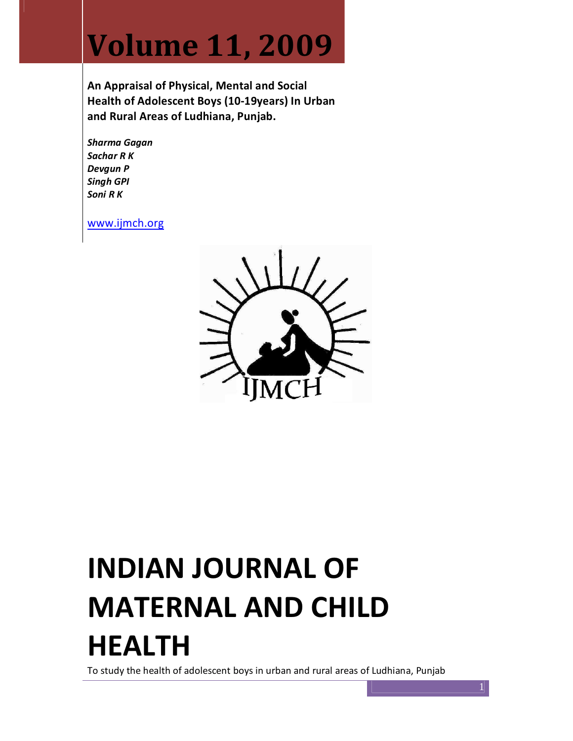# Volume 11, 2009

**An Appraisal of Physical, Mental and Social Health of Adolescent Boys (10-19years) In Urban and Rural Areas of Ludhiana, Punjab.**

***Sharma Gagan***
***Sachar R K***
***Devgun P***
***Singh GPI***
***Soni R K***

www.ijmch.org

# INDIAN JOURNAL OF MATERNAL AND CHILD HEALTH

To study the health of adolescent boys in urban and rural areas of Ludhiana, Punjab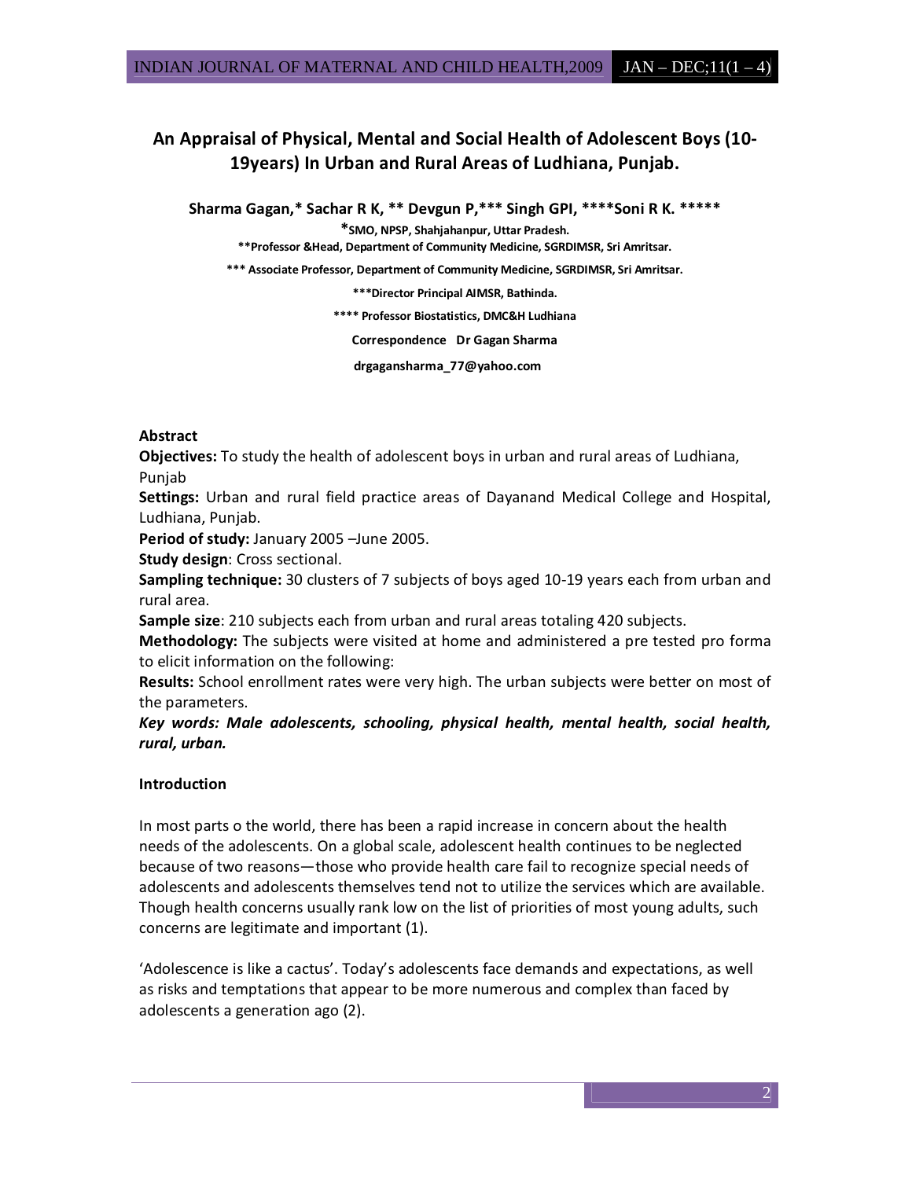# An Appraisal of Physical, Mental and Social Health of Adolescent Boys (10-19years) In Urban and Rural Areas of Ludhiana, Punjab.

**Sharma Gagan,* Sachar R K, ** Devgun P,*** Singh GPI, ****Soni R K. *****

***SMO, NPSP, Shahjahanpur, Uttar Pradesh.**

****Professor &Head, Department of Community Medicine, SGRDIMSR, Sri Amritsar.**

***** Associate Professor, Department of Community Medicine, SGRDIMSR, Sri Amritsar.**

*****Director Principal AIMSR, Bathinda.**

****** Professor Biostatistics, DMC&H Ludhiana**

**Correspondence Dr Gagan Sharma**

**drgagansharma_77@yahoo.com**

**Abstract**

**Objectives:** To study the health of adolescent boys in urban and rural areas of Ludhiana, Punjab

**Settings:** Urban and rural field practice areas of Dayanand Medical College and Hospital, Ludhiana, Punjab.

**Period of study:** January 2005 –June 2005.

**Study design**: Cross sectional.

**Sampling technique:** 30 clusters of 7 subjects of boys aged 10-19 years each from urban and rural area.

**Sample size**: 210 subjects each from urban and rural areas totaling 420 subjects.

**Methodology:** The subjects were visited at home and administered a pre tested pro forma to elicit information on the following:

**Results:** School enrollment rates were very high. The urban subjects were better on most of the parameters.

***Key words: Male adolescents, schooling, physical health, mental health, social health, rural, urban.***

**Introduction**

In most parts o the world, there has been a rapid increase in concern about the health needs of the adolescents. On a global scale, adolescent health continues to be neglected because of two reasons—those who provide health care fail to recognize special needs of adolescents and adolescents themselves tend not to utilize the services which are available. Though health concerns usually rank low on the list of priorities of most young adults, such concerns are legitimate and important (1).

'Adolescence is like a cactus'. Today's adolescents face demands and expectations, as well as risks and temptations that appear to be more numerous and complex than faced by adolescents a generation ago (2).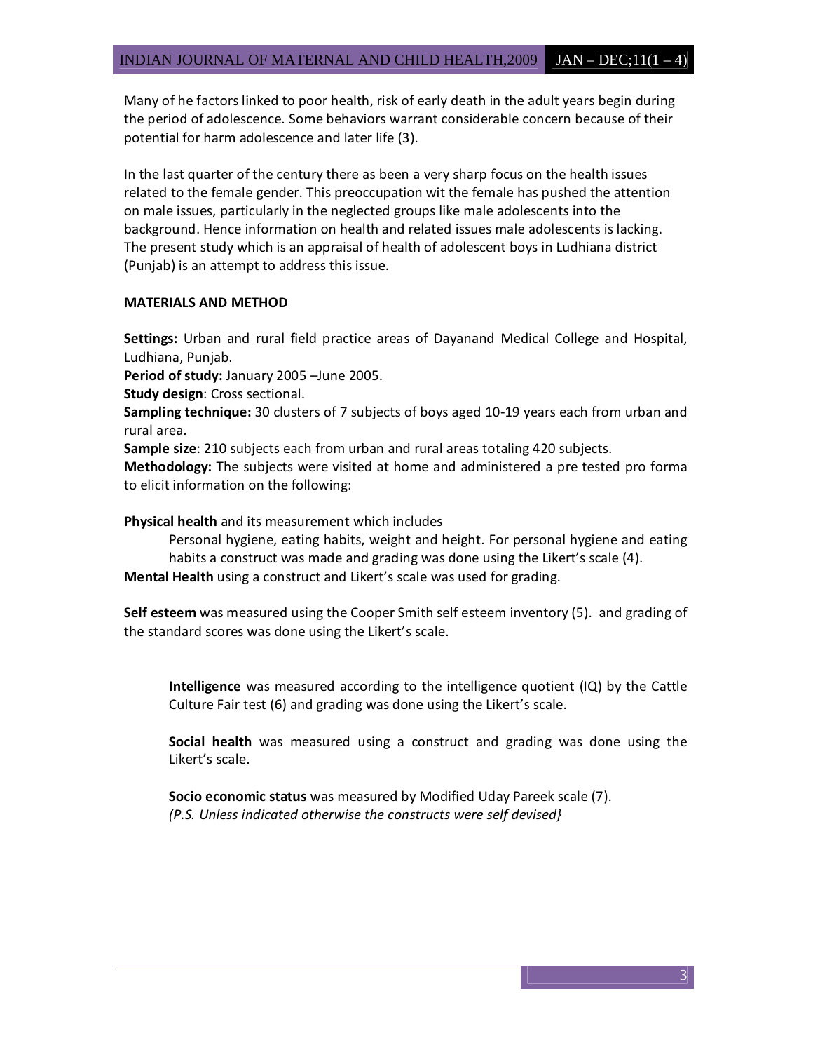Many of he factors linked to poor health, risk of early death in the adult years begin during the period of adolescence. Some behaviors warrant considerable concern because of their potential for harm adolescence and later life (3).

In the last quarter of the century there as been a very sharp focus on the health issues related to the female gender. This preoccupation wit the female has pushed the attention on male issues, particularly in the neglected groups like male adolescents into the background. Hence information on health and related issues male adolescents is lacking. The present study which is an appraisal of health of adolescent boys in Ludhiana district (Punjab) is an attempt to address this issue.

**MATERIALS AND METHOD**

**Settings:** Urban and rural field practice areas of Dayanand Medical College and Hospital, Ludhiana, Punjab.

**Period of study:** January 2005 –June 2005.

**Study design**: Cross sectional.

**Sampling technique:** 30 clusters of 7 subjects of boys aged 10-19 years each from urban and rural area.

**Sample size**: 210 subjects each from urban and rural areas totaling 420 subjects.

**Methodology:** The subjects were visited at home and administered a pre tested pro forma to elicit information on the following:

**Physical health** and its measurement which includes

Personal hygiene, eating habits, weight and height. For personal hygiene and eating habits a construct was made and grading was done using the Likert's scale (4).

**Mental Health** using a construct and Likert's scale was used for grading.

**Self esteem** was measured using the Cooper Smith self esteem inventory (5). and grading of the standard scores was done using the Likert's scale.

**Intelligence** was measured according to the intelligence quotient (IQ) by the Cattle Culture Fair test (6) and grading was done using the Likert's scale.

**Social health** was measured using a construct and grading was done using the Likert's scale.

**Socio economic status** was measured by Modified Uday Pareek scale (7).

*(P.S. Unless indicated otherwise the constructs were self devised}*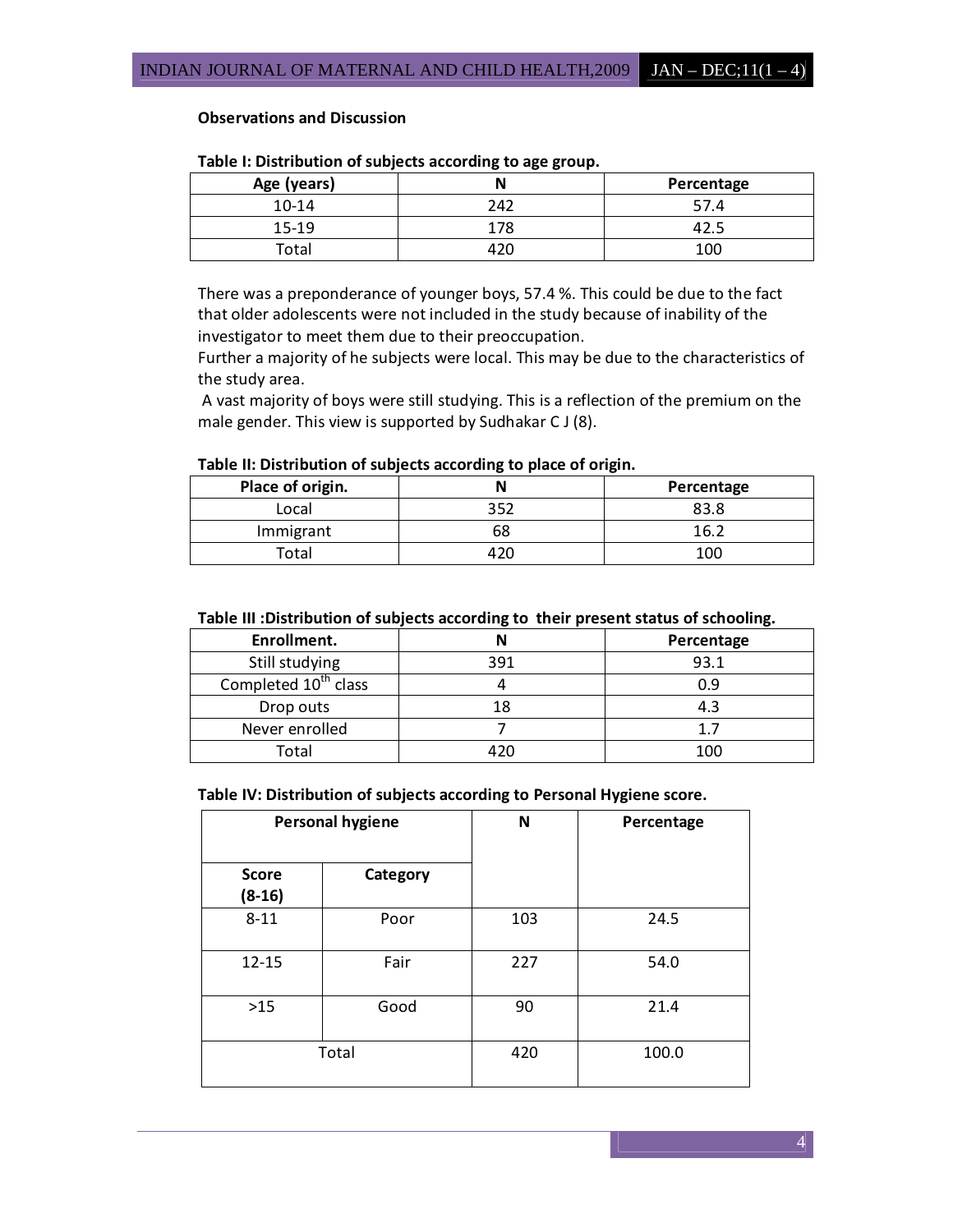## Observations and Discussion

**Table I: Distribution of subjects according to age group.**

| Age (years) | N | Percentage |
|---|---|---|
| 10-14 | 242 | 57.4 |
| 15-19 | 178 | 42.5 |
| Total | 420 | 100 |

There was a preponderance of younger boys, 57.4 %. This could be due to the fact that older adolescents were not included in the study because of inability of the investigator to meet them due to their preoccupation.

Further a majority of he subjects were local. This may be due to the characteristics of the study area.

A vast majority of boys were still studying. This is a reflection of the premium on the male gender. This view is supported by Sudhakar C J (8).

**Table II: Distribution of subjects according to place of origin.**

| Place of origin. | N | Percentage |
|---|---|---|
| Local | 352 | 83.8 |
| Immigrant | 68 | 16.2 |
| Total | 420 | 100 |

**Table III :Distribution of subjects according to their present status of schooling.**

| Enrollment. | N | Percentage |
|---|---|---|
| Still studying | 391 | 93.1 |
| Completed 10th class | 4 | 0.9 |
| Drop outs | 18 | 4.3 |
| Never enrolled | 7 | 1.7 |
| Total | 420 | 100 |

**Table IV: Distribution of subjects according to Personal Hygiene score.**

| Personal hygiene | | N | Percentage |
|---|---|---|---|
| Score (8-16) | Category | | |
| 8-11 | Poor | 103 | 24.5 |
| 12-15 | Fair | 227 | 54.0 |
| >15 | Good | 90 | 21.4 |
| Total | | 420 | 100.0 |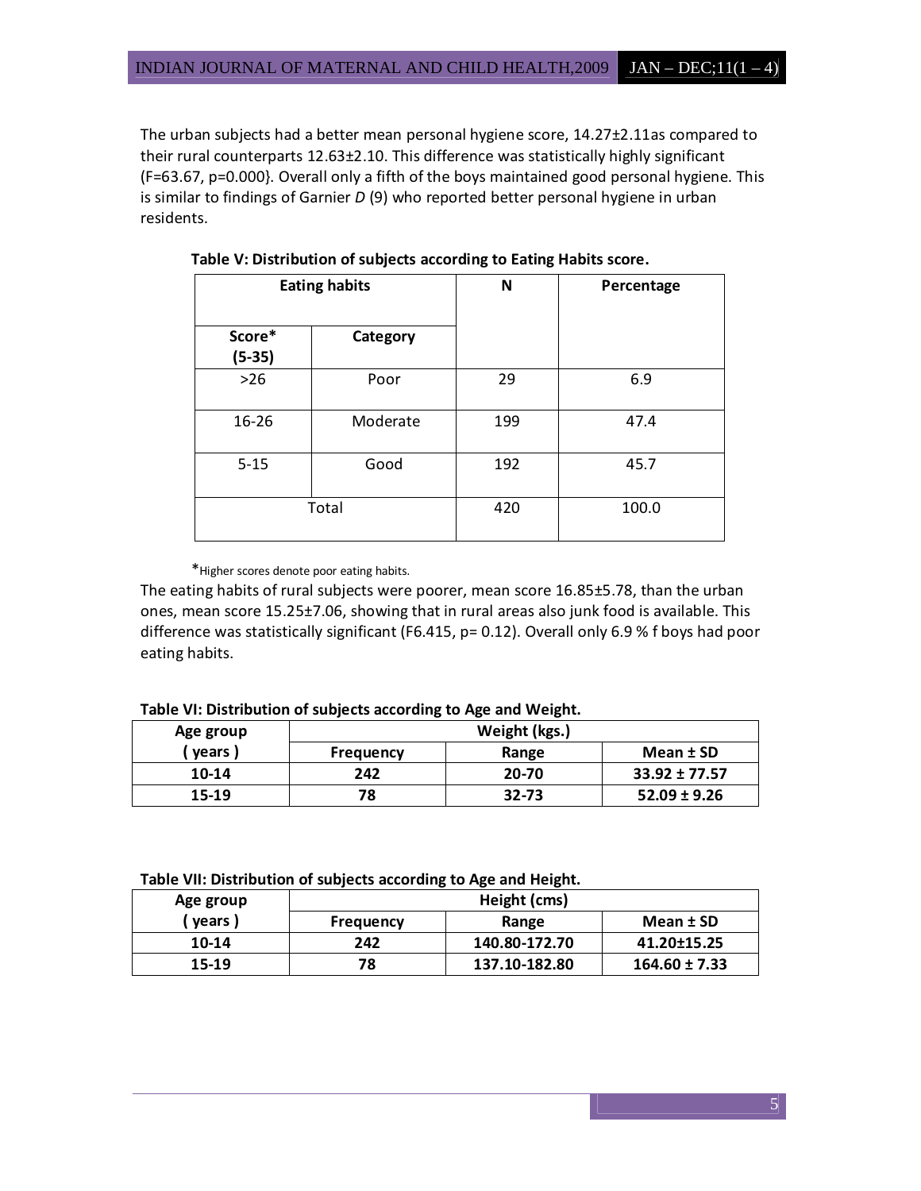The urban subjects had a better mean personal hygiene score, 14.27±2.11as compared to their rural counterparts 12.63±2.10. This difference was statistically highly significant (F=63.67, p=0.000}. Overall only a fifth of the boys maintained good personal hygiene. This is similar to findings of Garnier *D* (9) who reported better personal hygiene in urban residents.

**Table V: Distribution of subjects according to Eating Habits score.**

| Eating habits | | N | Percentage |
|---|---|---|---|
| **Score* (5-35)** | **Category** | | |
| >26 | Poor | 29 | 6.9 |
| 16-26 | Moderate | 199 | 47.4 |
| 5-15 | Good | 192 | 45.7 |
| Total | | 420 | 100.0 |

*Higher scores denote poor eating habits.

The eating habits of rural subjects were poorer, mean score 16.85±5.78, than the urban ones, mean score 15.25±7.06, showing that in rural areas also junk food is available. This difference was statistically significant (F6.415, p= 0.12). Overall only 6.9 % f boys had poor eating habits.

**Table VI: Distribution of subjects according to Age and Weight.**

| Age group ( years ) | Weight (kgs.) | | |
|---|---|---|---|
| | **Frequency** | **Range** | **Mean ± SD** |
| **10-14** | **242** | **20-70** | **33.92 ± 77.57** |
| **15-19** | **78** | **32-73** | **52.09 ± 9.26** |

**Table VII: Distribution of subjects according to Age and Height.**

| Age group ( years ) | Height (cms) | | |
|---|---|---|---|
| | **Frequency** | **Range** | **Mean ± SD** |
| **10-14** | **242** | **140.80-172.70** | **41.20±15.25** |
| **15-19** | **78** | **137.10-182.80** | **164.60 ± 7.33** |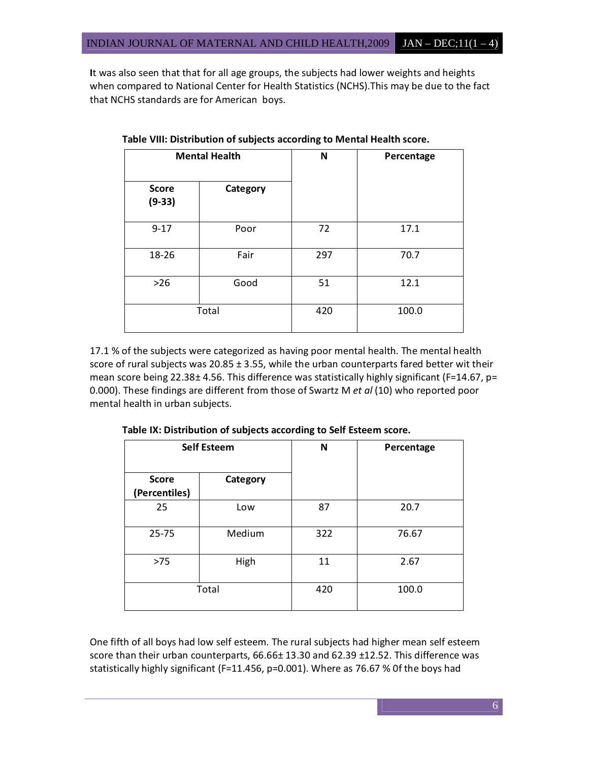It was also seen that that for all age groups, the subjects had lower weights and heights when compared to National Center for Health Statistics (NCHS).This may be due to the fact that NCHS standards are for American boys.

**Table VIII: Distribution of subjects according to Mental Health score.**

| Mental Health | | N | Percentage |
|---|---|---|---|
| **Score (9-33)** | **Category** | | |
| 9-17 | Poor | 72 | 17.1 |
| 18-26 | Fair | 297 | 70.7 |
| >26 | Good | 51 | 12.1 |
| Total | | 420 | 100.0 |

17.1 % of the subjects were categorized as having poor mental health. The mental health score of rural subjects was 20.85 ± 3.55, while the urban counterparts fared better wit their mean score being 22.38± 4.56. This difference was statistically highly significant (F=14.67, p= 0.000). These findings are different from those of Swartz M *et al* (10) who reported poor mental health in urban subjects.

**Table IX: Distribution of subjects according to Self Esteem score.**

| Self Esteem | | N | Percentage |
|---|---|---|---|
| **Score (Percentiles)** | **Category** | | |
| 25 | Low | 87 | 20.7 |
| 25-75 | Medium | 322 | 76.67 |
| >75 | High | 11 | 2.67 |
| Total | | 420 | 100.0 |

One fifth of all boys had low self esteem. The rural subjects had higher mean self esteem score than their urban counterparts, 66.66± 13.30 and 62.39 ±12.52. This difference was statistically highly significant (F=11.456, p=0.001). Where as 76.67 % 0f the boys had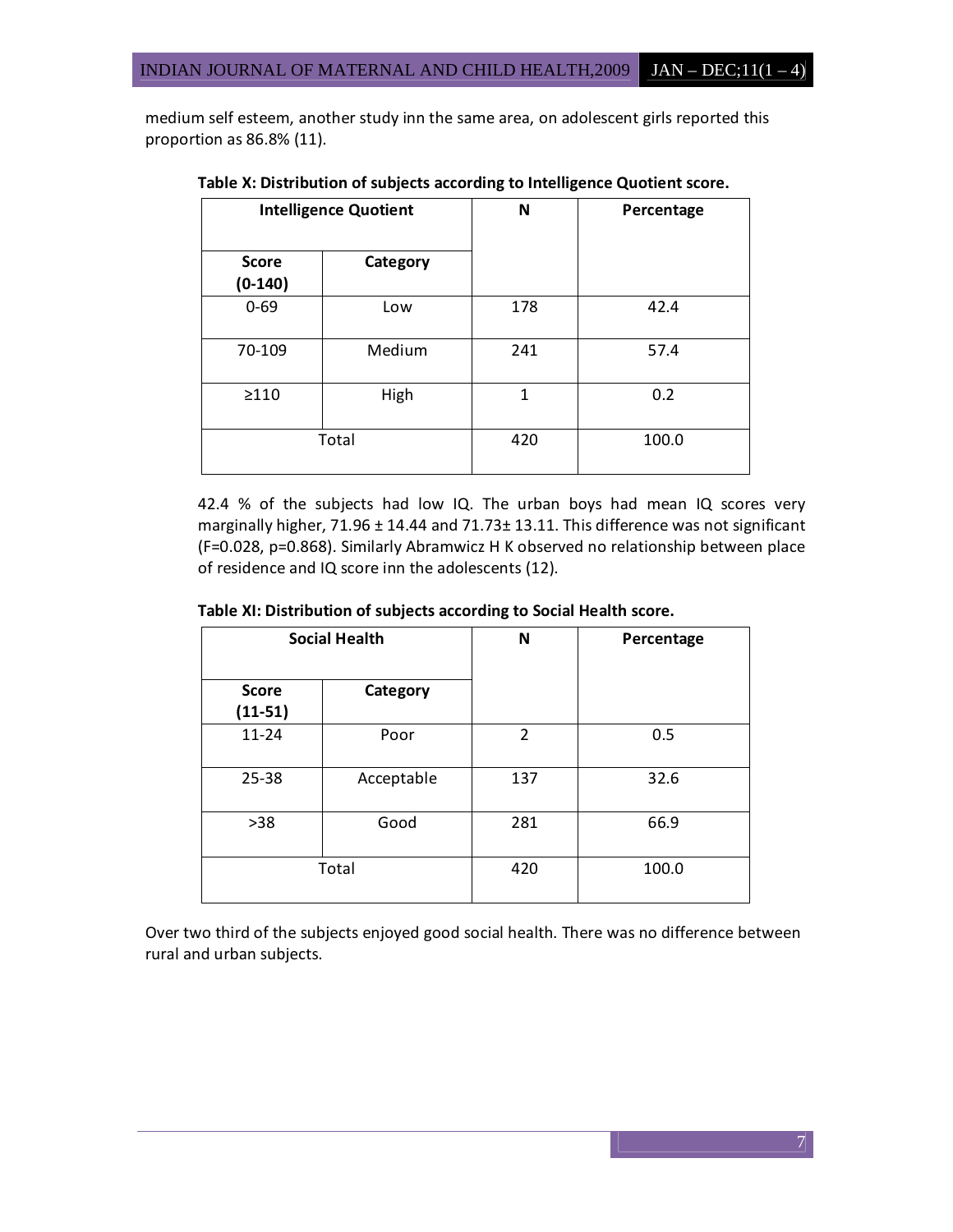medium self esteem, another study inn the same area, on adolescent girls reported this proportion as 86.8% (11).

**Table X: Distribution of subjects according to Intelligence Quotient score.**

| **Intelligence Quotient** | | **N** | **Percentage** |
|---|---|---|---|
| **Score (0-140)** | **Category** | | |
| 0-69 | Low | 178 | 42.4 |
| 70-109 | Medium | 241 | 57.4 |
| ≥110 | High | 1 | 0.2 |
| Total | | 420 | 100.0 |

42.4 % of the subjects had low IQ. The urban boys had mean IQ scores very marginally higher, 71.96 ± 14.44 and 71.73± 13.11. This difference was not significant ($F=0.028$, $p=0.868$). Similarly Abramwicz H K observed no relationship between place of residence and IQ score inn the adolescents (12).

**Table XI: Distribution of subjects according to Social Health score.**

| **Social Health** | | **N** | **Percentage** |
|---|---|---|---|
| **Score (11-51)** | **Category** | | |
| 11-24 | Poor | 2 | 0.5 |
| 25-38 | Acceptable | 137 | 32.6 |
| >38 | Good | 281 | 66.9 |
| Total | | 420 | 100.0 |

Over two third of the subjects enjoyed good social health. There was no difference between rural and urban subjects.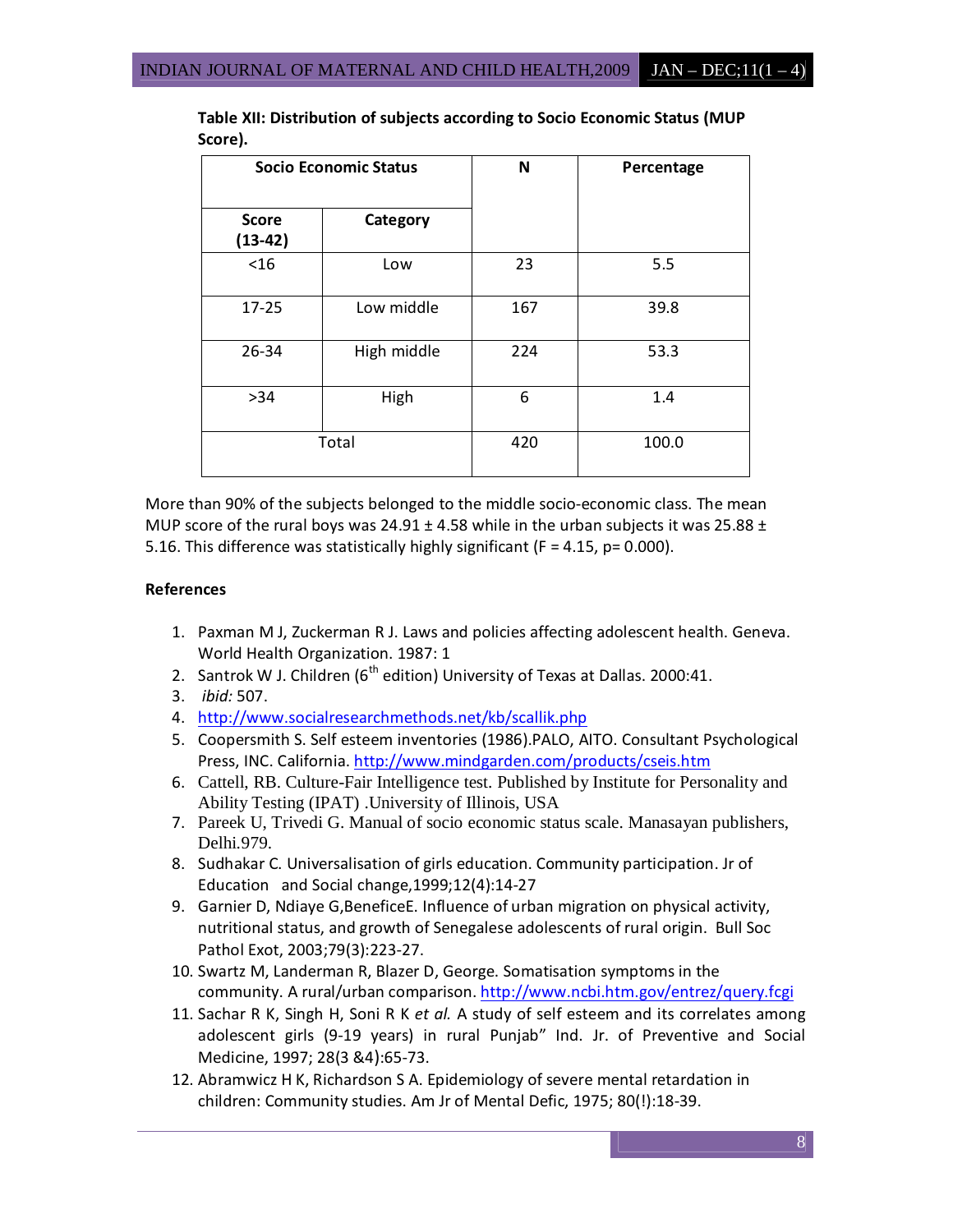**Table XII: Distribution of subjects according to Socio Economic Status (MUP Score).**

| Socio Economic Status | | N | Percentage |
|---|---|---|---|
| **Score (13-42)** | **Category** | | |
| <16 | Low | 23 | 5.5 |
| 17-25 | Low middle | 167 | 39.8 |
| 26-34 | High middle | 224 | 53.3 |
| >34 | High | 6 | 1.4 |
| Total | | 420 | 100.0 |

More than 90% of the subjects belonged to the middle socio-economic class. The mean MUP score of the rural boys was 24.91 ± 4.58 while in the urban subjects it was 25.88 ± 5.16. This difference was statistically highly significant ($F = 4.15$, $p = 0.000$).

## References

1. Paxman M J, Zuckerman R J. Laws and policies affecting adolescent health. Geneva. World Health Organization. 1987: 1
2. Santrok W J. Children (6th edition) University of Texas at Dallas. 2000:41.
3. *ibid:* 507.
4. http://www.socialresearchmethods.net/kb/scallik.php
5. Coopersmith S. Self esteem inventories (1986).PALO, AITO. Consultant Psychological Press, INC. California. http://www.mindgarden.com/products/cseis.htm
6. Cattell, RB. Culture-Fair Intelligence test. Published by Institute for Personality and Ability Testing (IPAT) .University of Illinois, USA
7. Pareek U, Trivedi G. Manual of socio economic status scale. Manasayan publishers, Delhi.979.
8. Sudhakar C. Universalisation of girls education. Community participation. Jr of Education and Social change,1999;12(4):14-27
9. Garnier D, Ndiaye G,BeneficeE. Influence of urban migration on physical activity, nutritional status, and growth of Senegalese adolescents of rural origin. Bull Soc Pathol Exot, 2003;79(3):223-27.
10. Swartz M, Landerman R, Blazer D, George. Somatisation symptoms in the community. A rural/urban comparison. http://www.ncbi.htm.gov/entrez/query.fcgi
11. Sachar R K, Singh H, Soni R K *et al.* A study of self esteem and its correlates among adolescent girls (9-19 years) in rural Punjab" Ind. Jr. of Preventive and Social Medicine, 1997; 28(3 &4):65-73.
12. Abramwicz H K, Richardson S A. Epidemiology of severe mental retardation in children: Community studies. Am Jr of Mental Defic, 1975; 80(!):18-39.